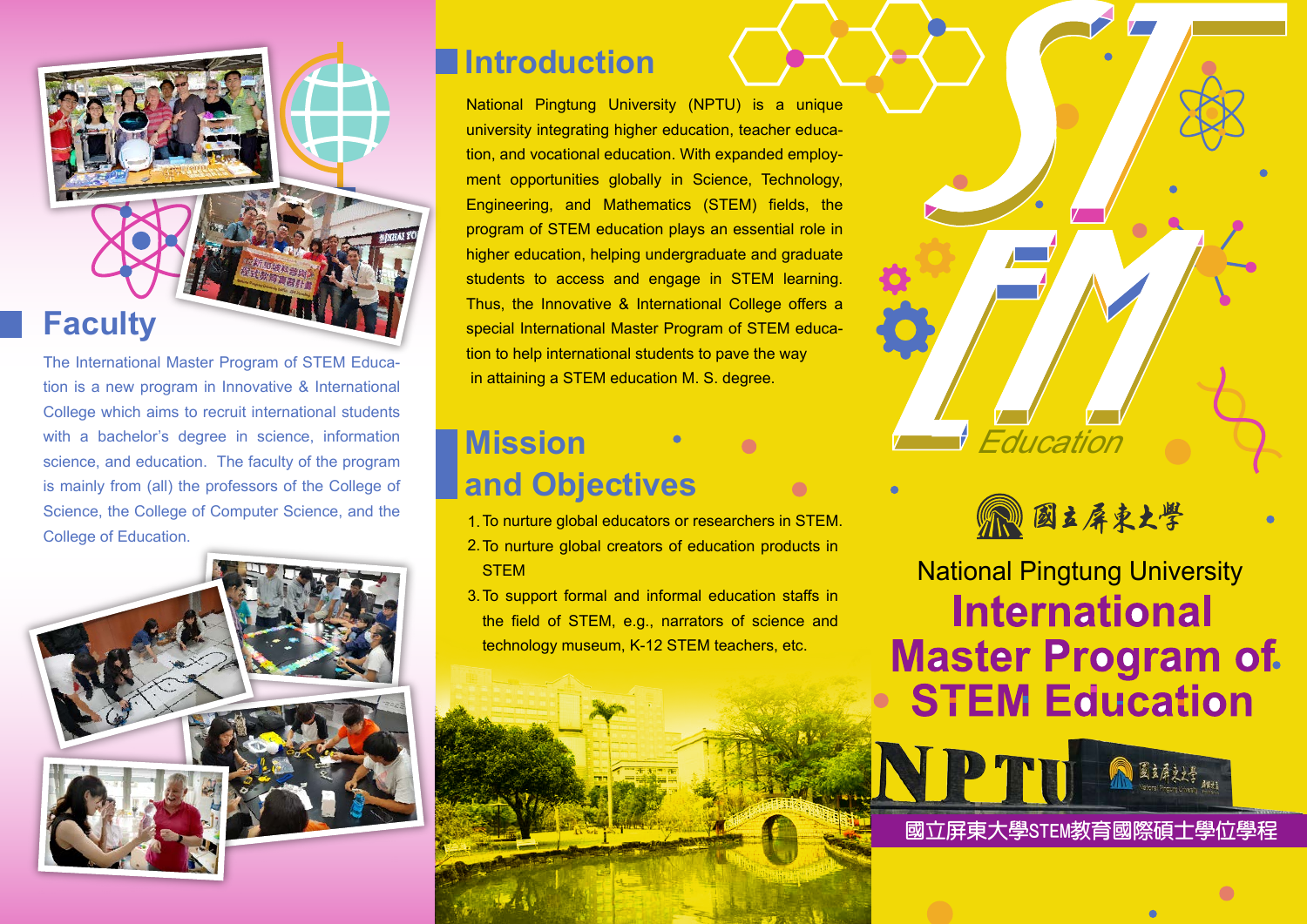## Faculty

The International Master Program of STEM Education is a new program in Innovative & International College which aims to recruit international students with a bachelor's degree in science, information science, and education. The faculty of the program is mainly from (all) the professors of the College of Science, the College of Computer Science, and the College of Education.

## Introduction

National Pingtung University (NPTU) is a unique university integrating higher education, teacher education, and vocational education. With expanded employment opportunities globally in Science, Technology, Engineering, and Mathematics (STEM) fields, the program of STEM education plays an essential role in higher education, helping undergraduate and graduate students to access and engage in STEM learning. Thus, the Innovative & International College offers a special International Master Program of STEM education to help international students to pave the way in attaining a STEM education M. S. degree.

## Mission and Objectives

1. To nurture global educators or researchers in STEM.
2. To nurture global creators of education products in STEM
3. To support formal and informal education staffs in the field of STEM, e.g., narrators of science and technology museum, K-12 STEM teachers, etc.

STEM *Education*

國立屏東大學

National Pingtung University

# International Master Program of STEM Education

NPTU

國立屏東大學STEM教育國際碩士學位學程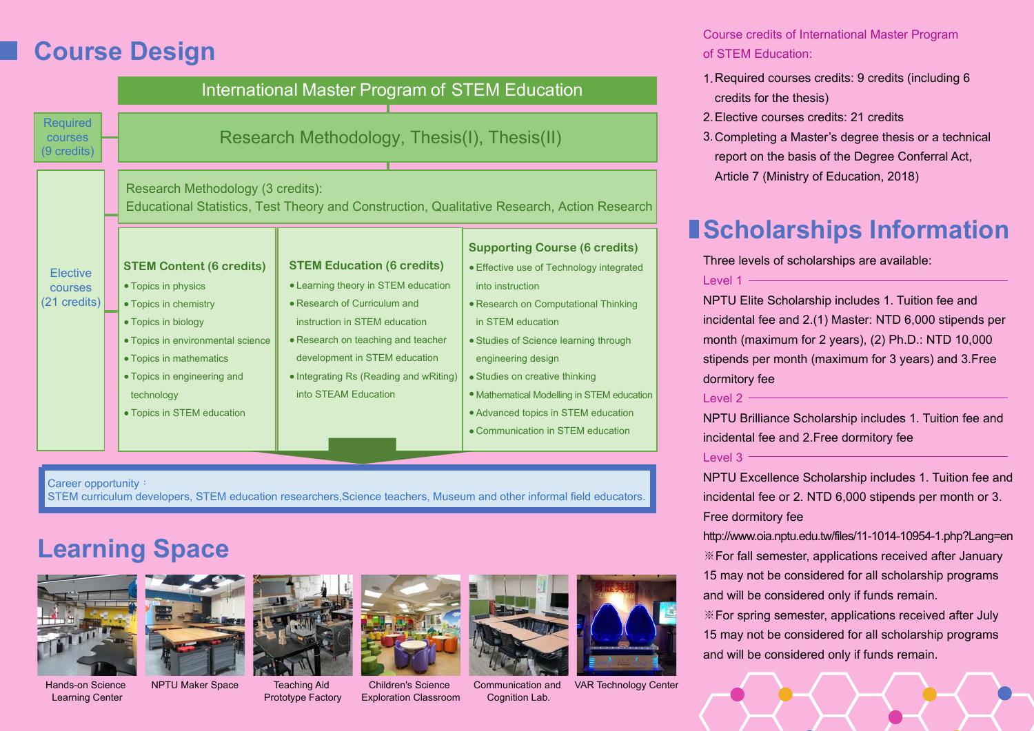# Course Design

## International Master Program of STEM Education

**Required courses (9 credits)**

Research Methodology, Thesis(I), Thesis(II)

**Elective courses (21 credits)**

Research Methodology (3 credits):
Educational Statistics, Test Theory and Construction, Qualitative Research, Action Research

**STEM Content (6 credits)**

- Topics in physics
- Topics in chemistry
- Topics in biology
- Topics in environmental science
- Topics in mathematics
- Topics in engineering and technology
- Topics in STEM education

**STEM Education (6 credits)**

- Learning theory in STEM education
- Research of Curriculum and instruction in STEM education
- Research on teaching and teacher development in STEM education
- Integrating Rs (Reading and wRiting) into STEAM Education

**Supporting Course (6 credits)**

- Effective use of Technology integrated into instruction
- Research on Computational Thinking in STEM education
- Studies of Science learning through engineering design
- Studies on creative thinking
- Mathematical Modelling in STEM education
- Advanced topics in STEM education
- Communication in STEM education

Career opportunity：
STEM curriculum developers, STEM education researchers, Science teachers, Museum and other informal field educators.

# Learning Space

Hands-on Science Learning Center

NPTU Maker Space

Teaching Aid Prototype Factory

Children's Science Exploration Classroom

Communication and Cognition Lab.

VAR Technology Center

Course credits of International Master Program of STEM Education:

1. Required courses credits: 9 credits (including 6 credits for the thesis)
2. Elective courses credits: 21 credits
3. Completing a Master's degree thesis or a technical report on the basis of the Degree Conferral Act, Article 7 (Ministry of Education, 2018)

# Scholarships Information

Three levels of scholarships are available:

**Level 1**

NPTU Elite Scholarship includes 1. Tuition fee and incidental fee and 2.(1) Master: NTD 6,000 stipends per month (maximum for 2 years), (2) Ph.D.: NTD 10,000 stipends per month (maximum for 3 years) and 3.Free dormitory fee

**Level 2**

NPTU Brilliance Scholarship includes 1. Tuition fee and incidental fee and 2.Free dormitory fee

**Level 3**

NPTU Excellence Scholarship includes 1. Tuition fee and incidental fee or 2. NTD 6,000 stipends per month or 3. Free dormitory fee

http://www.oia.nptu.edu.tw/files/11-1014-10954-1.php?Lang=en

※For fall semester, applications received after January 15 may not be considered for all scholarship programs and will be considered only if funds remain.

※For spring semester, applications received after July 15 may not be considered for all scholarship programs and will be considered only if funds remain.